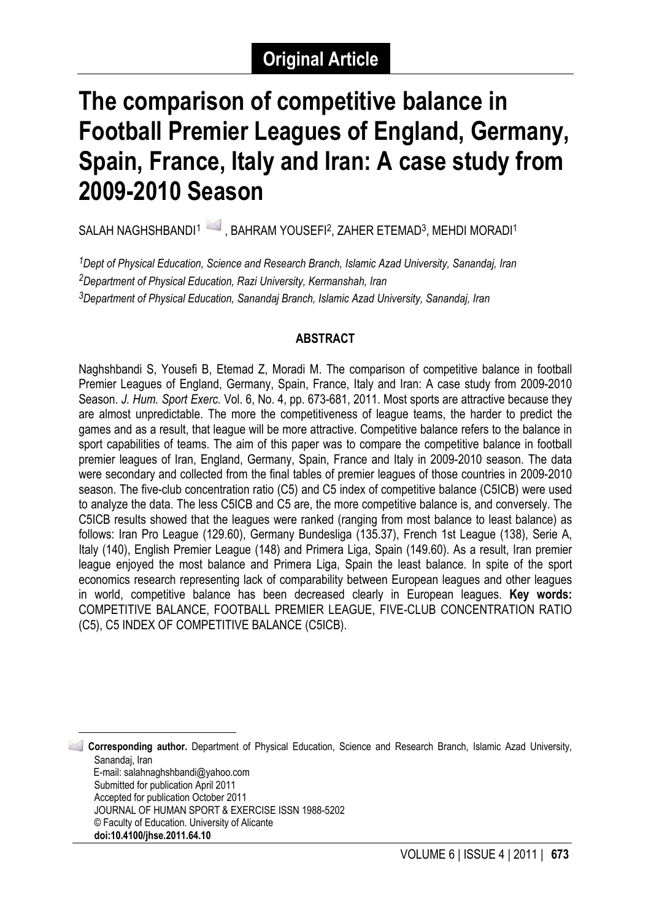**Original Article**

# The comparison of competitive balance in Football Premier Leagues of England, Germany, Spain, France, Italy and Iran: A case study from 2009-2010 Season

SALAH NAGHSHBANDI[1], BAHRAM YOUSEFI[2], ZAHER ETEMAD[3], MEHDI MORADI[1]

*[1]Dept of Physical Education, Science and Research Branch, Islamic Azad University, Sanandaj, Iran*
*[2]Department of Physical Education, Razi University, Kermanshah, Iran*
*[3]Department of Physical Education, Sanandaj Branch, Islamic Azad University, Sanandaj, Iran*

## ABSTRACT

Naghshbandi S, Yousefi B, Etemad Z, Moradi M. The comparison of competitive balance in football Premier Leagues of England, Germany, Spain, France, Italy and Iran: A case study from 2009-2010 Season. *J. Hum. Sport Exerc.* Vol. 6, No. 4, pp. 673-681, 2011. Most sports are attractive because they are almost unpredictable. The more the competitiveness of league teams, the harder to predict the games and as a result, that league will be more attractive. Competitive balance refers to the balance in sport capabilities of teams. The aim of this paper was to compare the competitive balance in football premier leagues of Iran, England, Germany, Spain, France and Italy in 2009-2010 season. The data were secondary and collected from the final tables of premier leagues of those countries in 2009-2010 season. The five-club concentration ratio (C5) and C5 index of competitive balance (C5ICB) were used to analyze the data. The less C5ICB and C5 are, the more competitive balance is, and conversely. The C5ICB results showed that the leagues were ranked (ranging from most balance to least balance) as follows: Iran Pro League (129.60), Germany Bundesliga (135.37), French 1st League (138), Serie A, Italy (140), English Premier League (148) and Primera Liga, Spain (149.60). As a result, Iran premier league enjoyed the most balance and Primera Liga, Spain the least balance. In spite of the sport economics research representing lack of comparability between European leagues and other leagues in world, competitive balance has been decreased clearly in European leagues. **Key words:** COMPETITIVE BALANCE, FOOTBALL PREMIER LEAGUE, FIVE-CLUB CONCENTRATION RATIO (C5), C5 INDEX OF COMPETITIVE BALANCE (C5ICB).

---

**Corresponding author.** Department of Physical Education, Science and Research Branch, Islamic Azad University, Sanandaj, Iran
E-mail: salahnaghshbandi@yahoo.com
Submitted for publication April 2011
Accepted for publication October 2011
JOURNAL OF HUMAN SPORT & EXERCISE ISSN 1988-5202
© Faculty of Education. University of Alicante
**doi:10.4100/jhse.2011.64.10**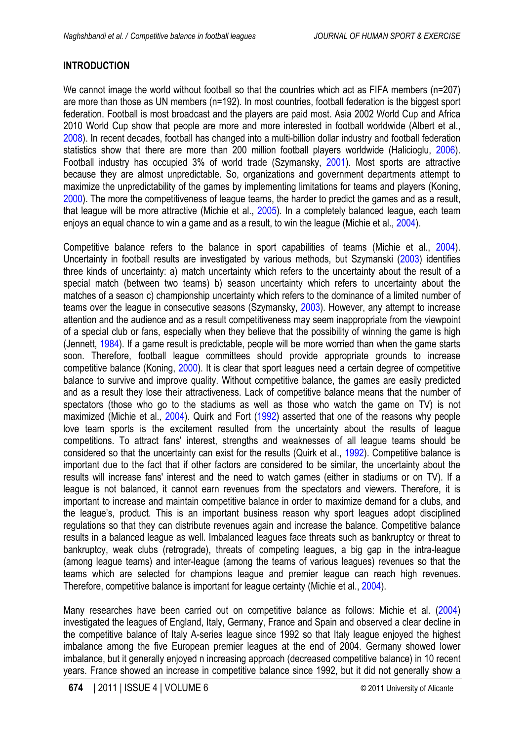## INTRODUCTION

We cannot image the world without football so that the countries which act as FIFA members (n=207) are more than those as UN members (n=192). In most countries, football federation is the biggest sport federation. Football is most broadcast and the players are paid most. Asia 2002 World Cup and Africa 2010 World Cup show that people are more and more interested in football worldwide (Albert et al., 2008). In recent decades, football has changed into a multi-billion dollar industry and football federation statistics show that there are more than 200 million football players worldwide (Halicioglu, 2006). Football industry has occupied 3% of world trade (Szymansky, 2001). Most sports are attractive because they are almost unpredictable. So, organizations and government departments attempt to maximize the unpredictability of the games by implementing limitations for teams and players (Koning, 2000). The more the competitiveness of league teams, the harder to predict the games and as a result, that league will be more attractive (Michie et al., 2005). In a completely balanced league, each team enjoys an equal chance to win a game and as a result, to win the league (Michie et al., 2004).

Competitive balance refers to the balance in sport capabilities of teams (Michie et al., 2004). Uncertainty in football results are investigated by various methods, but Szymanski (2003) identifies three kinds of uncertainty: a) match uncertainty which refers to the uncertainty about the result of a special match (between two teams) b) season uncertainty which refers to uncertainty about the matches of a season c) championship uncertainty which refers to the dominance of a limited number of teams over the league in consecutive seasons (Szymansky, 2003). However, any attempt to increase attention and the audience and as a result competitiveness may seem inappropriate from the viewpoint of a special club or fans, especially when they believe that the possibility of winning the game is high (Jennett, 1984). If a game result is predictable, people will be more worried than when the game starts soon. Therefore, football league committees should provide appropriate grounds to increase competitive balance (Koning, 2000). It is clear that sport leagues need a certain degree of competitive balance to survive and improve quality. Without competitive balance, the games are easily predicted and as a result they lose their attractiveness. Lack of competitive balance means that the number of spectators (those who go to the stadiums as well as those who watch the game on TV) is not maximized (Michie et al., 2004). Quirk and Fort (1992) asserted that one of the reasons why people love team sports is the excitement resulted from the uncertainty about the results of league competitions. To attract fans' interest, strengths and weaknesses of all league teams should be considered so that the uncertainty can exist for the results (Quirk et al., 1992). Competitive balance is important due to the fact that if other factors are considered to be similar, the uncertainty about the results will increase fans' interest and the need to watch games (either in stadiums or on TV). If a league is not balanced, it cannot earn revenues from the spectators and viewers. Therefore, it is important to increase and maintain competitive balance in order to maximize demand for a clubs, and the league's, product. This is an important business reason why sport leagues adopt disciplined regulations so that they can distribute revenues again and increase the balance. Competitive balance results in a balanced league as well. Imbalanced leagues face threats such as bankruptcy or threat to bankruptcy, weak clubs (retrograde), threats of competing leagues, a big gap in the intra-league (among league teams) and inter-league (among the teams of various leagues) revenues so that the teams which are selected for champions league and premier league can reach high revenues. Therefore, competitive balance is important for league certainty (Michie et al., 2004).

Many researches have been carried out on competitive balance as follows: Michie et al. (2004) investigated the leagues of England, Italy, Germany, France and Spain and observed a clear decline in the competitive balance of Italy A-series league since 1992 so that Italy league enjoyed the highest imbalance among the five European premier leagues at the end of 2004. Germany showed lower imbalance, but it generally enjoyed n increasing approach (decreased competitive balance) in 10 recent years. France showed an increase in competitive balance since 1992, but it did not generally show a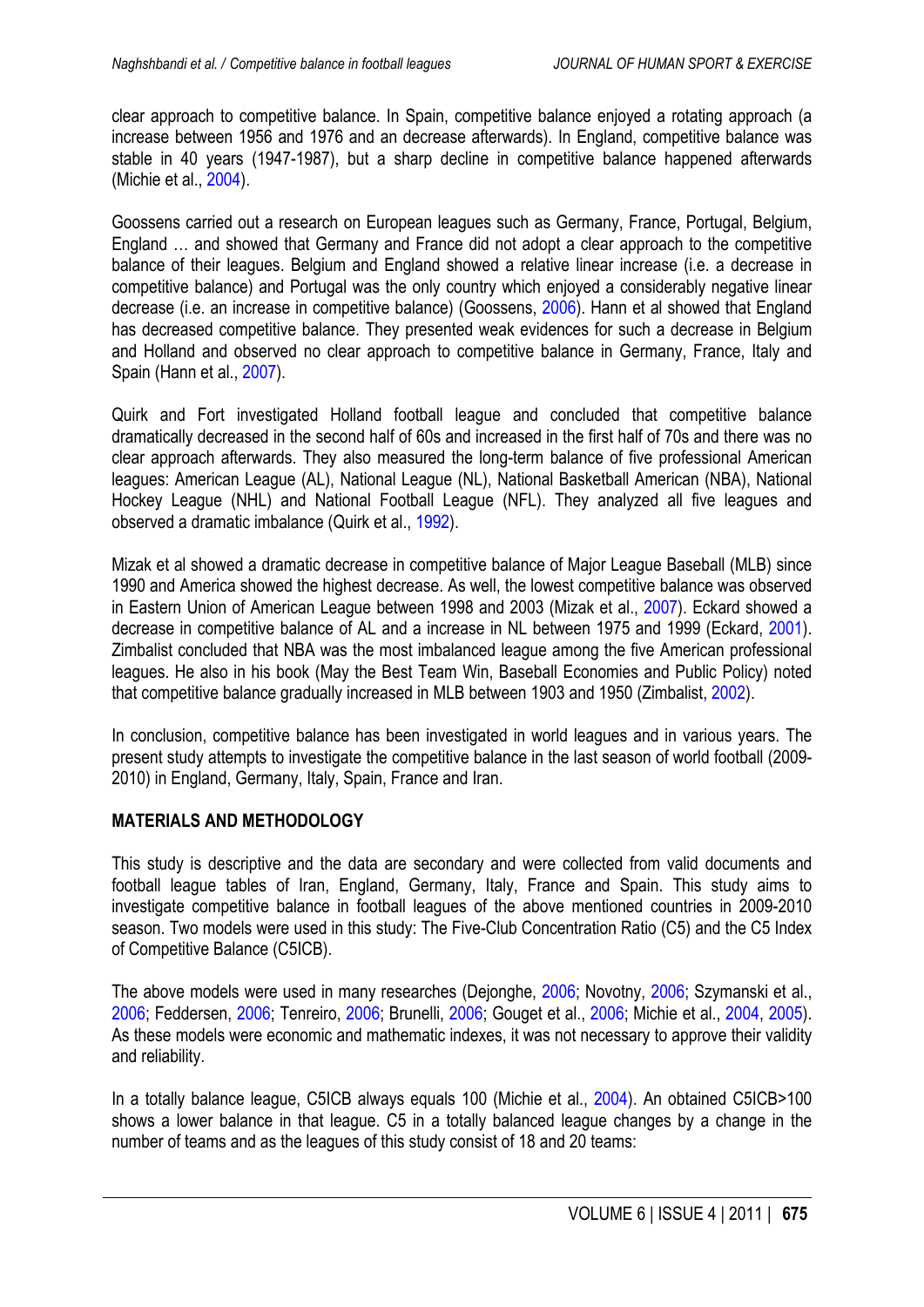clear approach to competitive balance. In Spain, competitive balance enjoyed a rotating approach (a increase between 1956 and 1976 and an decrease afterwards). In England, competitive balance was stable in 40 years (1947-1987), but a sharp decline in competitive balance happened afterwards (Michie et al., 2004).

Goossens carried out a research on European leagues such as Germany, France, Portugal, Belgium, England … and showed that Germany and France did not adopt a clear approach to the competitive balance of their leagues. Belgium and England showed a relative linear increase (i.e. a decrease in competitive balance) and Portugal was the only country which enjoyed a considerably negative linear decrease (i.e. an increase in competitive balance) (Goossens, 2006). Hann et al showed that England has decreased competitive balance. They presented weak evidences for such a decrease in Belgium and Holland and observed no clear approach to competitive balance in Germany, France, Italy and Spain (Hann et al., 2007).

Quirk and Fort investigated Holland football league and concluded that competitive balance dramatically decreased in the second half of 60s and increased in the first half of 70s and there was no clear approach afterwards. They also measured the long-term balance of five professional American leagues: American League (AL), National League (NL), National Basketball American (NBA), National Hockey League (NHL) and National Football League (NFL). They analyzed all five leagues and observed a dramatic imbalance (Quirk et al., 1992).

Mizak et al showed a dramatic decrease in competitive balance of Major League Baseball (MLB) since 1990 and America showed the highest decrease. As well, the lowest competitive balance was observed in Eastern Union of American League between 1998 and 2003 (Mizak et al., 2007). Eckard showed a decrease in competitive balance of AL and a increase in NL between 1975 and 1999 (Eckard, 2001). Zimbalist concluded that NBA was the most imbalanced league among the five American professional leagues. He also in his book (May the Best Team Win, Baseball Economies and Public Policy) noted that competitive balance gradually increased in MLB between 1903 and 1950 (Zimbalist, 2002).

In conclusion, competitive balance has been investigated in world leagues and in various years. The present study attempts to investigate the competitive balance in the last season of world football (2009-2010) in England, Germany, Italy, Spain, France and Iran.

## MATERIALS AND METHODOLOGY

This study is descriptive and the data are secondary and were collected from valid documents and football league tables of Iran, England, Germany, Italy, France and Spain. This study aims to investigate competitive balance in football leagues of the above mentioned countries in 2009-2010 season. Two models were used in this study: The Five-Club Concentration Ratio (C5) and the C5 Index of Competitive Balance (C5ICB).

The above models were used in many researches (Dejonghe, 2006; Novotny, 2006; Szymanski et al., 2006; Feddersen, 2006; Tenreiro, 2006; Brunelli, 2006; Gouget et al., 2006; Michie et al., 2004, 2005). As these models were economic and mathematic indexes, it was not necessary to approve their validity and reliability.

In a totally balance league, C5ICB always equals 100 (Michie et al., 2004). An obtained C5ICB>100 shows a lower balance in that league. C5 in a totally balanced league changes by a change in the number of teams and as the leagues of this study consist of 18 and 20 teams: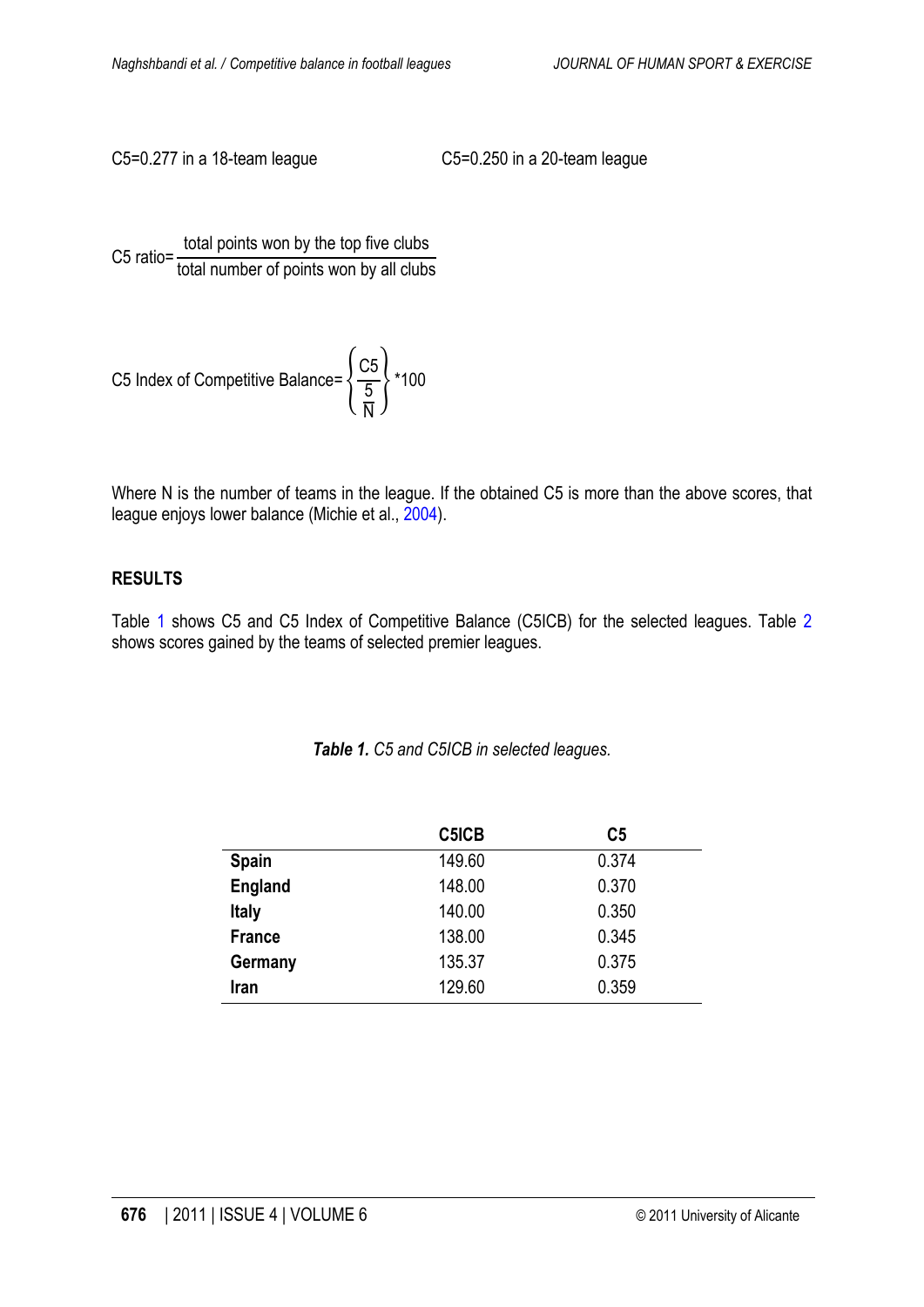C5=0.277 in a 18-team league

C5=0.250 in a 20-team league

$$\text{C5 ratio} = \frac{\text{total points won by the top five clubs}}{\text{total number of points won by all clubs}}$$

$$\text{C5 Index of Competitive Balance} = \left\{ \frac{C5}{\frac{5}{N}} \right\} * 100$$

Where N is the number of teams in the league. If the obtained C5 is more than the above scores, that league enjoys lower balance (Michie et al., 2004).

## RESULTS

Table 1 shows C5 and C5 Index of Competitive Balance (C5ICB) for the selected leagues. Table 2 shows scores gained by the teams of selected premier leagues.

***Table 1.*** *C5 and C5ICB in selected leagues.*

| | C5ICB | C5 |
|---|---|---|
| **Spain** | 149.60 | 0.374 |
| **England** | 148.00 | 0.370 |
| **Italy** | 140.00 | 0.350 |
| **France** | 138.00 | 0.345 |
| **Germany** | 135.37 | 0.375 |
| **Iran** | 129.60 | 0.359 |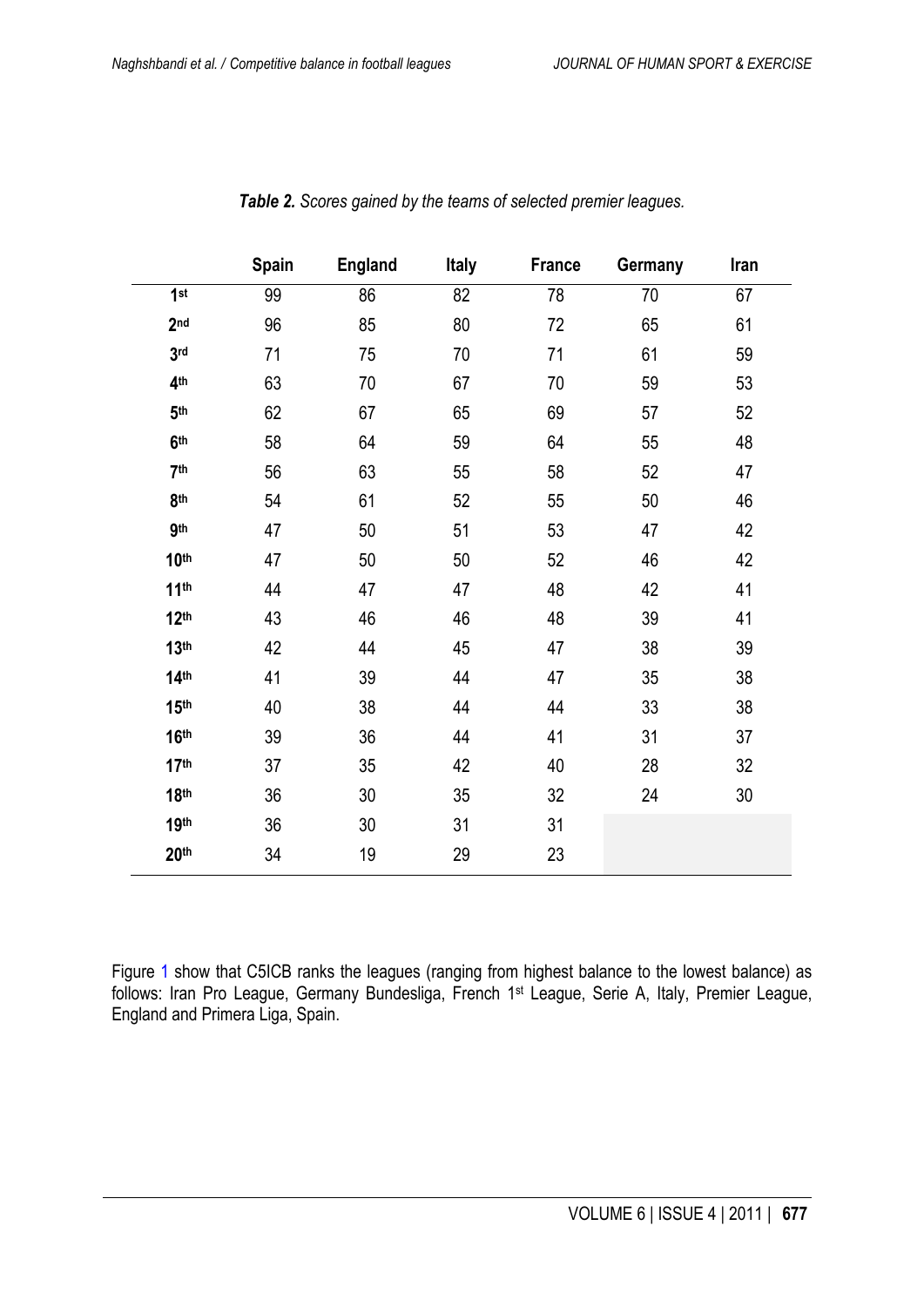***Table 2.*** *Scores gained by the teams of selected premier leagues.*

| | Spain | England | Italy | France | Germany | Iran |
|---|---|---|---|---|---|---|
| **1st** | 99 | 86 | 82 | 78 | 70 | 67 |
| **2nd** | 96 | 85 | 80 | 72 | 65 | 61 |
| **3rd** | 71 | 75 | 70 | 71 | 61 | 59 |
| **4th** | 63 | 70 | 67 | 70 | 59 | 53 |
| **5th** | 62 | 67 | 65 | 69 | 57 | 52 |
| **6th** | 58 | 64 | 59 | 64 | 55 | 48 |
| **7th** | 56 | 63 | 55 | 58 | 52 | 47 |
| **8th** | 54 | 61 | 52 | 55 | 50 | 46 |
| **9th** | 47 | 50 | 51 | 53 | 47 | 42 |
| **10th** | 47 | 50 | 50 | 52 | 46 | 42 |
| **11th** | 44 | 47 | 47 | 48 | 42 | 41 |
| **12th** | 43 | 46 | 46 | 48 | 39 | 41 |
| **13th** | 42 | 44 | 45 | 47 | 38 | 39 |
| **14th** | 41 | 39 | 44 | 47 | 35 | 38 |
| **15th** | 40 | 38 | 44 | 44 | 33 | 38 |
| **16th** | 39 | 36 | 44 | 41 | 31 | 37 |
| **17th** | 37 | 35 | 42 | 40 | 28 | 32 |
| **18th** | 36 | 30 | 35 | 32 | 24 | 30 |
| **19th** | 36 | 30 | 31 | 31 | | |
| **20th** | 34 | 19 | 29 | 23 | | |

Figure 1 show that C5ICB ranks the leagues (ranging from highest balance to the lowest balance) as follows: Iran Pro League, Germany Bundesliga, French 1st League, Serie A, Italy, Premier League, England and Primera Liga, Spain.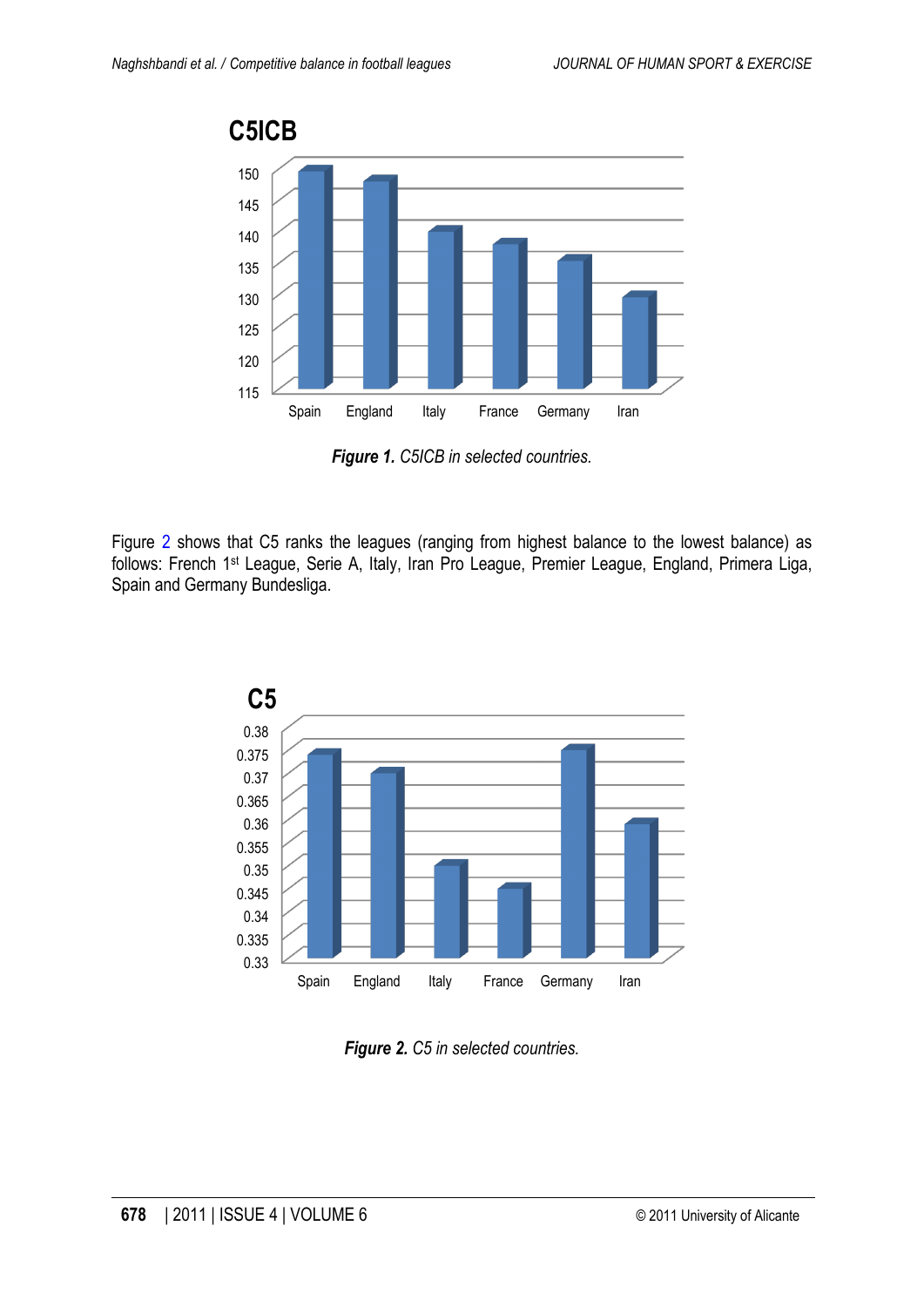**Figure 1.** C5ICB in selected countries.

Figure 2 shows that C5 ranks the leagues (ranging from highest balance to the lowest balance) as follows: French 1st League, Serie A, Italy, Iran Pro League, Premier League, England, Primera Liga, Spain and Germany Bundesliga.

**Figure 2.** C5 in selected countries.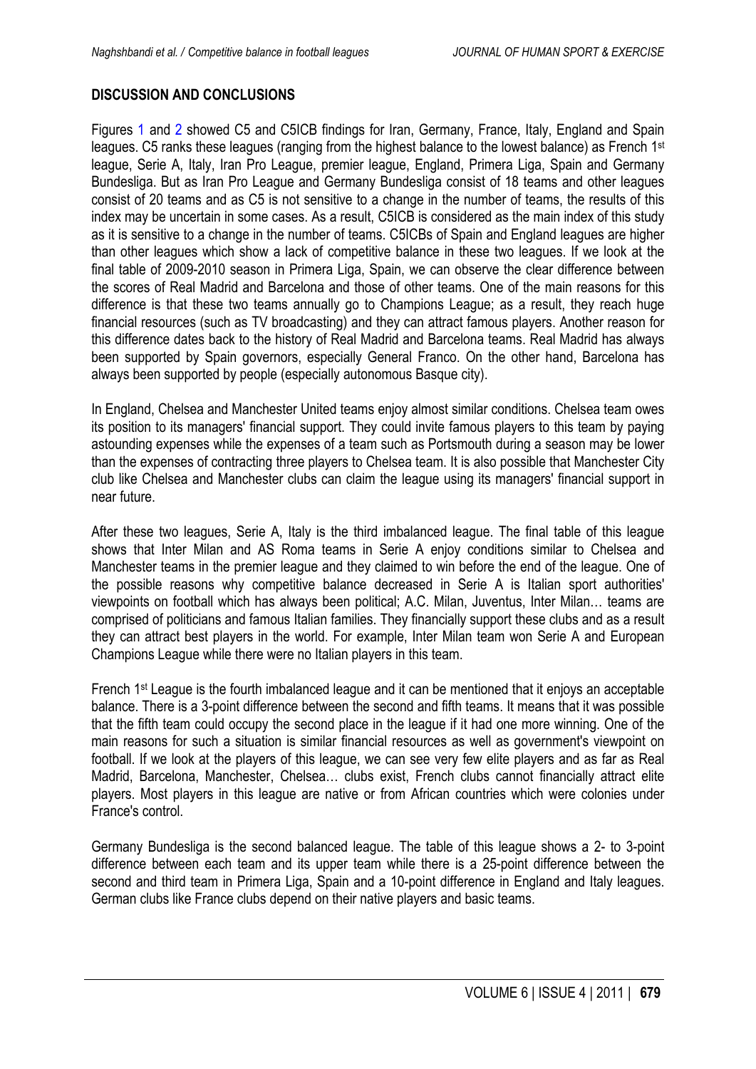## DISCUSSION AND CONCLUSIONS

Figures 1 and 2 showed C5 and C5ICB findings for Iran, Germany, France, Italy, England and Spain leagues. C5 ranks these leagues (ranging from the highest balance to the lowest balance) as French 1st league, Serie A, Italy, Iran Pro League, premier league, England, Primera Liga, Spain and Germany Bundesliga. But as Iran Pro League and Germany Bundesliga consist of 18 teams and other leagues consist of 20 teams and as C5 is not sensitive to a change in the number of teams, the results of this index may be uncertain in some cases. As a result, C5ICB is considered as the main index of this study as it is sensitive to a change in the number of teams. C5ICBs of Spain and England leagues are higher than other leagues which show a lack of competitive balance in these two leagues. If we look at the final table of 2009-2010 season in Primera Liga, Spain, we can observe the clear difference between the scores of Real Madrid and Barcelona and those of other teams. One of the main reasons for this difference is that these two teams annually go to Champions League; as a result, they reach huge financial resources (such as TV broadcasting) and they can attract famous players. Another reason for this difference dates back to the history of Real Madrid and Barcelona teams. Real Madrid has always been supported by Spain governors, especially General Franco. On the other hand, Barcelona has always been supported by people (especially autonomous Basque city).

In England, Chelsea and Manchester United teams enjoy almost similar conditions. Chelsea team owes its position to its managers' financial support. They could invite famous players to this team by paying astounding expenses while the expenses of a team such as Portsmouth during a season may be lower than the expenses of contracting three players to Chelsea team. It is also possible that Manchester City club like Chelsea and Manchester clubs can claim the league using its managers' financial support in near future.

After these two leagues, Serie A, Italy is the third imbalanced league. The final table of this league shows that Inter Milan and AS Roma teams in Serie A enjoy conditions similar to Chelsea and Manchester teams in the premier league and they claimed to win before the end of the league. One of the possible reasons why competitive balance decreased in Serie A is Italian sport authorities' viewpoints on football which has always been political; A.C. Milan, Juventus, Inter Milan… teams are comprised of politicians and famous Italian families. They financially support these clubs and as a result they can attract best players in the world. For example, Inter Milan team won Serie A and European Champions League while there were no Italian players in this team.

French 1st League is the fourth imbalanced league and it can be mentioned that it enjoys an acceptable balance. There is a 3-point difference between the second and fifth teams. It means that it was possible that the fifth team could occupy the second place in the league if it had one more winning. One of the main reasons for such a situation is similar financial resources as well as government's viewpoint on football. If we look at the players of this league, we can see very few elite players and as far as Real Madrid, Barcelona, Manchester, Chelsea… clubs exist, French clubs cannot financially attract elite players. Most players in this league are native or from African countries which were colonies under France's control.

Germany Bundesliga is the second balanced league. The table of this league shows a 2- to 3-point difference between each team and its upper team while there is a 25-point difference between the second and third team in Primera Liga, Spain and a 10-point difference in England and Italy leagues. German clubs like France clubs depend on their native players and basic teams.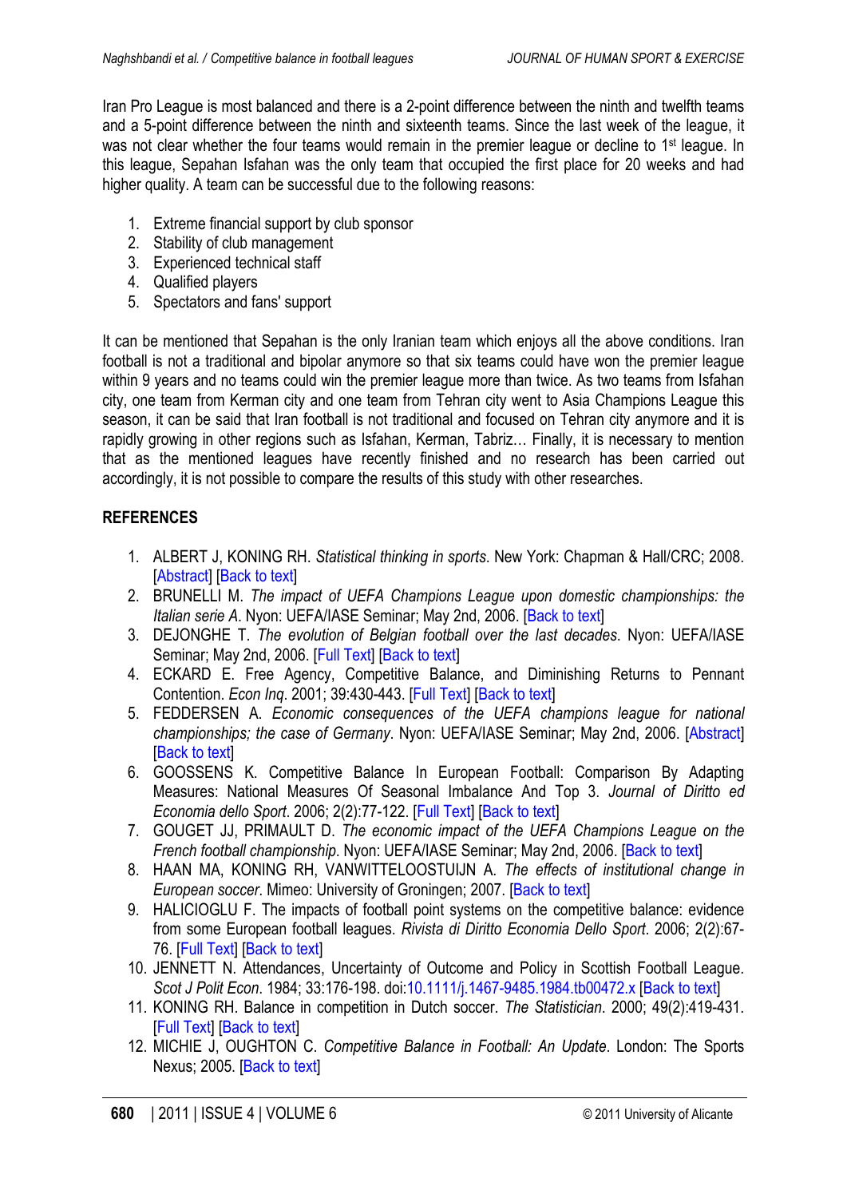Iran Pro League is most balanced and there is a 2-point difference between the ninth and twelfth teams and a 5-point difference between the ninth and sixteenth teams. Since the last week of the league, it was not clear whether the four teams would remain in the premier league or decline to 1st league. In this league, Sepahan Isfahan was the only team that occupied the first place for 20 weeks and had higher quality. A team can be successful due to the following reasons:

1. Extreme financial support by club sponsor
2. Stability of club management
3. Experienced technical staff
4. Qualified players
5. Spectators and fans' support

It can be mentioned that Sepahan is the only Iranian team which enjoys all the above conditions. Iran football is not a traditional and bipolar anymore so that six teams could have won the premier league within 9 years and no teams could win the premier league more than twice. As two teams from Isfahan city, one team from Kerman city and one team from Tehran city went to Asia Champions League this season, it can be said that Iran football is not traditional and focused on Tehran city anymore and it is rapidly growing in other regions such as Isfahan, Kerman, Tabriz… Finally, it is necessary to mention that as the mentioned leagues have recently finished and no research has been carried out accordingly, it is not possible to compare the results of this study with other researches.

## REFERENCES

1. ALBERT J, KONING RH. *Statistical thinking in sports*. New York: Chapman & Hall/CRC; 2008. [Abstract] [Back to text]
2. BRUNELLI M. *The impact of UEFA Champions League upon domestic championships: the Italian serie A*. Nyon: UEFA/IASE Seminar; May 2nd, 2006. [Back to text]
3. DEJONGHE T. *The evolution of Belgian football over the last decades*. Nyon: UEFA/IASE Seminar; May 2nd, 2006. [Full Text] [Back to text]
4. ECKARD E. Free Agency, Competitive Balance, and Diminishing Returns to Pennant Contention. *Econ Inq*. 2001; 39:430-443. [Full Text] [Back to text]
5. FEDDERSEN A. *Economic consequences of the UEFA champions league for national championships; the case of Germany*. Nyon: UEFA/IASE Seminar; May 2nd, 2006. [Abstract] [Back to text]
6. GOOSSENS K. Competitive Balance In European Football: Comparison By Adapting Measures: National Measures Of Seasonal Imbalance And Top 3. *Journal of Diritto ed Economia dello Sport*. 2006; 2(2):77-122. [Full Text] [Back to text]
7. GOUGET JJ, PRIMAULT D. *The economic impact of the UEFA Champions League on the French football championship*. Nyon: UEFA/IASE Seminar; May 2nd, 2006. [Back to text]
8. HAAN MA, KONING RH, VANWITTELOOSTUIJN A. *The effects of institutional change in European soccer*. Mimeo: University of Groningen; 2007. [Back to text]
9. HALICIOGLU F. The impacts of football point systems on the competitive balance: evidence from some European football leagues. *Rivista di Diritto Economia Dello Sport*. 2006; 2(2):67-76. [Full Text] [Back to text]
10. JENNETT N. Attendances, Uncertainty of Outcome and Policy in Scottish Football League. *Scot J Polit Econ*. 1984; 33:176-198. doi:10.1111/j.1467-9485.1984.tb00472.x [Back to text]
11. KONING RH. Balance in competition in Dutch soccer. *The Statistician*. 2000; 49(2):419-431. [Full Text] [Back to text]
12. MICHIE J, OUGHTON C. *Competitive Balance in Football: An Update*. London: The Sports Nexus; 2005. [Back to text]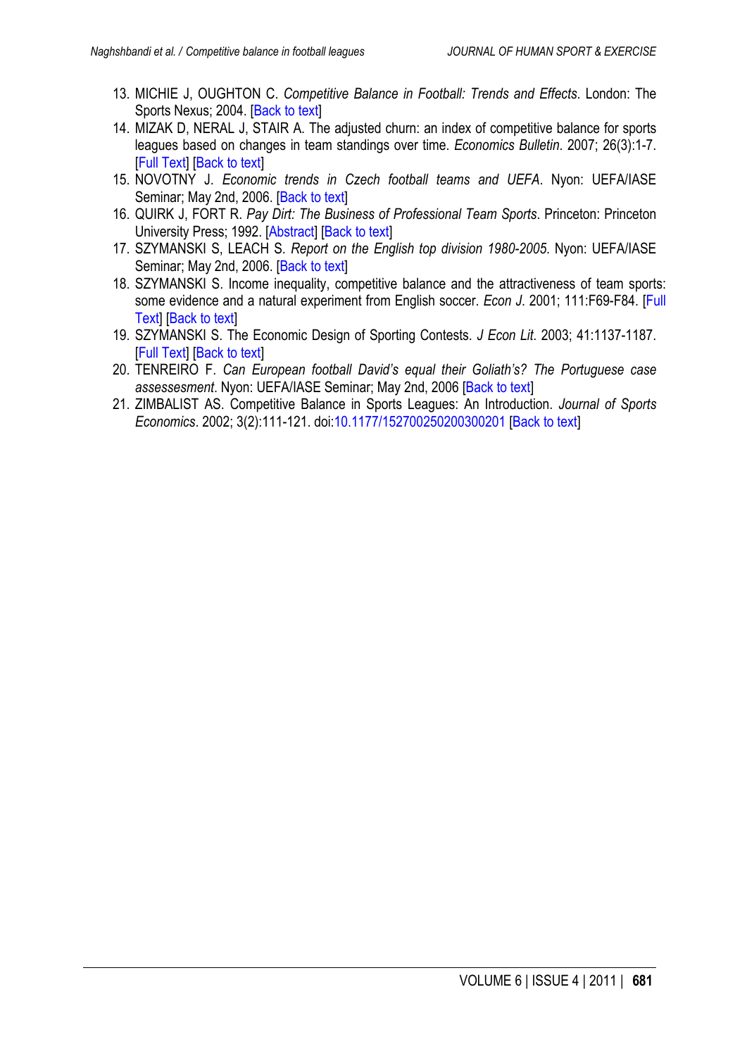13. MICHIE J, OUGHTON C. *Competitive Balance in Football: Trends and Effects*. London: The Sports Nexus; 2004. [Back to text]
14. MIZAK D, NERAL J, STAIR A. The adjusted churn: an index of competitive balance for sports leagues based on changes in team standings over time. *Economics Bulletin*. 2007; 26(3):1-7. [Full Text] [Back to text]
15. NOVOTNY J. *Economic trends in Czech football teams and UEFA*. Nyon: UEFA/IASE Seminar; May 2nd, 2006. [Back to text]
16. QUIRK J, FORT R. *Pay Dirt: The Business of Professional Team Sports*. Princeton: Princeton University Press; 1992. [Abstract] [Back to text]
17. SZYMANSKI S, LEACH S. *Report on the English top division 1980-2005*. Nyon: UEFA/IASE Seminar; May 2nd, 2006. [Back to text]
18. SZYMANSKI S. Income inequality, competitive balance and the attractiveness of team sports: some evidence and a natural experiment from English soccer. *Econ J*. 2001; 111:F69-F84. [Full Text] [Back to text]
19. SZYMANSKI S. The Economic Design of Sporting Contests. *J Econ Lit*. 2003; 41:1137-1187. [Full Text] [Back to text]
20. TENREIRO F. *Can European football David's equal their Goliath's? The Portuguese case assessesment*. Nyon: UEFA/IASE Seminar; May 2nd, 2006 [Back to text]
21. ZIMBALIST AS. Competitive Balance in Sports Leagues: An Introduction. *Journal of Sports Economics*. 2002; 3(2):111-121. doi:10.1177/152700250200300201 [Back to text]